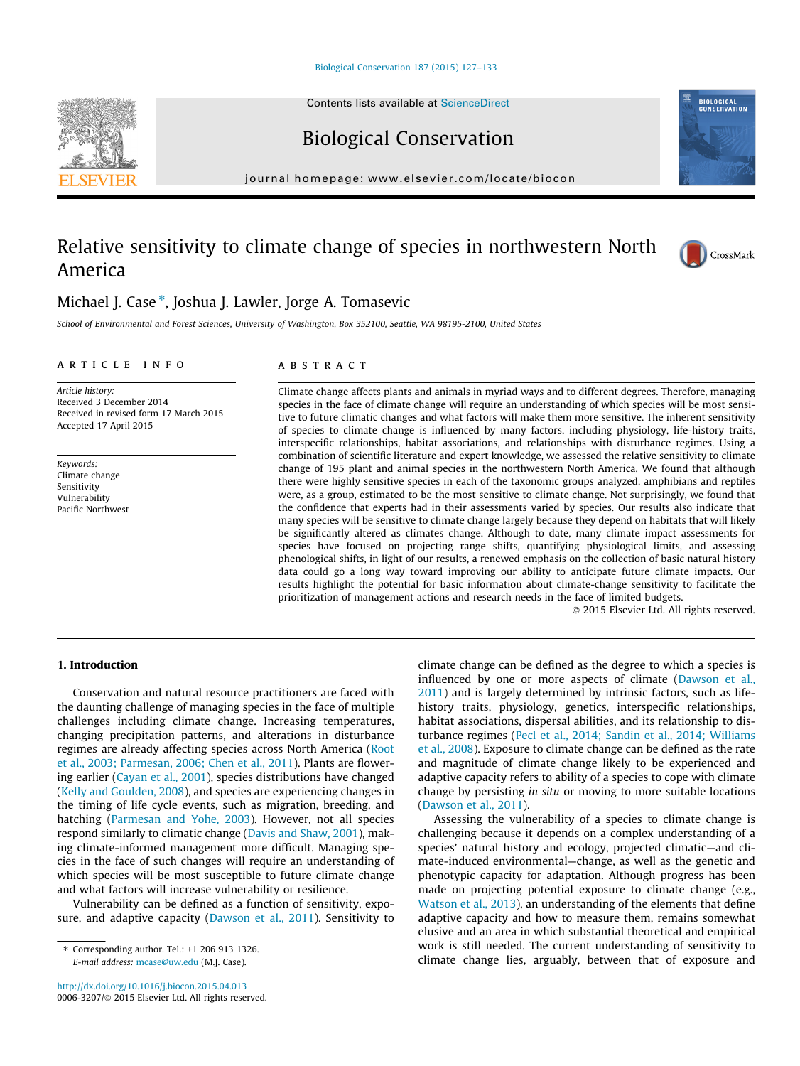# Relative sensitivity to climate change of species in northwestern North America

Michael J. Case *, Joshua J. Lawler, Jorge A. Tomasevic

*School of Environmental and Forest Sciences, University of Washington, Box 352100, Seattle, WA 98195-2100, United States*

**ARTICLE INFO**

*Article history:*
Received 3 December 2014
Received in revised form 17 March 2015
Accepted 17 April 2015

*Keywords:*
Climate change
Sensitivity
Vulnerability
Pacific Northwest

**ABSTRACT**

Climate change affects plants and animals in myriad ways and to different degrees. Therefore, managing species in the face of climate change will require an understanding of which species will be most sensitive to future climatic changes and what factors will make them more sensitive. The inherent sensitivity of species to climate change is influenced by many factors, including physiology, life-history traits, interspecific relationships, habitat associations, and relationships with disturbance regimes. Using a combination of scientific literature and expert knowledge, we assessed the relative sensitivity to climate change of 195 plant and animal species in the northwestern North America. We found that although there were highly sensitive species in each of the taxonomic groups analyzed, amphibians and reptiles were, as a group, estimated to be the most sensitive to climate change. Not surprisingly, we found that the confidence that experts had in their assessments varied by species. Our results also indicate that many species will be sensitive to climate change largely because they depend on habitats that will likely be significantly altered as climates change. Although to date, many climate impact assessments for species have focused on projecting range shifts, quantifying physiological limits, and assessing phenological shifts, in light of our results, a renewed emphasis on the collection of basic natural history data could go a long way toward improving our ability to anticipate future climate impacts. Our results highlight the potential for basic information about climate-change sensitivity to facilitate the prioritization of management actions and research needs in the face of limited budgets.

© 2015 Elsevier Ltd. All rights reserved.

## 1. Introduction

Conservation and natural resource practitioners are faced with the daunting challenge of managing species in the face of multiple challenges including climate change. Increasing temperatures, changing precipitation patterns, and alterations in disturbance regimes are already affecting species across North America (Root et al., 2003; Parmesan, 2006; Chen et al., 2011). Plants are flowering earlier (Cayan et al., 2001), species distributions have changed (Kelly and Goulden, 2008), and species are experiencing changes in the timing of life cycle events, such as migration, breeding, and hatching (Parmesan and Yohe, 2003). However, not all species respond similarly to climatic change (Davis and Shaw, 2001), making climate-informed management more difficult. Managing species in the face of such changes will require an understanding of which species will be most susceptible to future climate change and what factors will increase vulnerability or resilience.

Vulnerability can be defined as a function of sensitivity, exposure, and adaptive capacity (Dawson et al., 2011). Sensitivity to climate change can be defined as the degree to which a species is influenced by one or more aspects of climate (Dawson et al., 2011) and is largely determined by intrinsic factors, such as life-history traits, physiology, genetics, interspecific relationships, habitat associations, dispersal abilities, and its relationship to disturbance regimes (Pecl et al., 2014; Sandin et al., 2014; Williams et al., 2008). Exposure to climate change can be defined as the rate and magnitude of climate change likely to be experienced and adaptive capacity refers to ability of a species to cope with climate change by persisting *in situ* or moving to more suitable locations (Dawson et al., 2011).

Assessing the vulnerability of a species to climate change is challenging because it depends on a complex understanding of a species' natural history and ecology, projected climatic—and climate-induced environmental—change, as well as the genetic and phenotypic capacity for adaptation. Although progress has been made on projecting potential exposure to climate change (e.g., Watson et al., 2013), an understanding of the elements that define adaptive capacity and how to measure them, remains somewhat elusive and an area in which substantial theoretical and empirical work is still needed. The current understanding of sensitivity to climate change lies, arguably, between that of exposure and

* Corresponding author. Tel.: +1 206 913 1326.
E-mail address: mcase@uw.edu (M.J. Case).

http://dx.doi.org/10.1016/j.biocon.2015.04.013
0006-3207/© 2015 Elsevier Ltd. All rights reserved.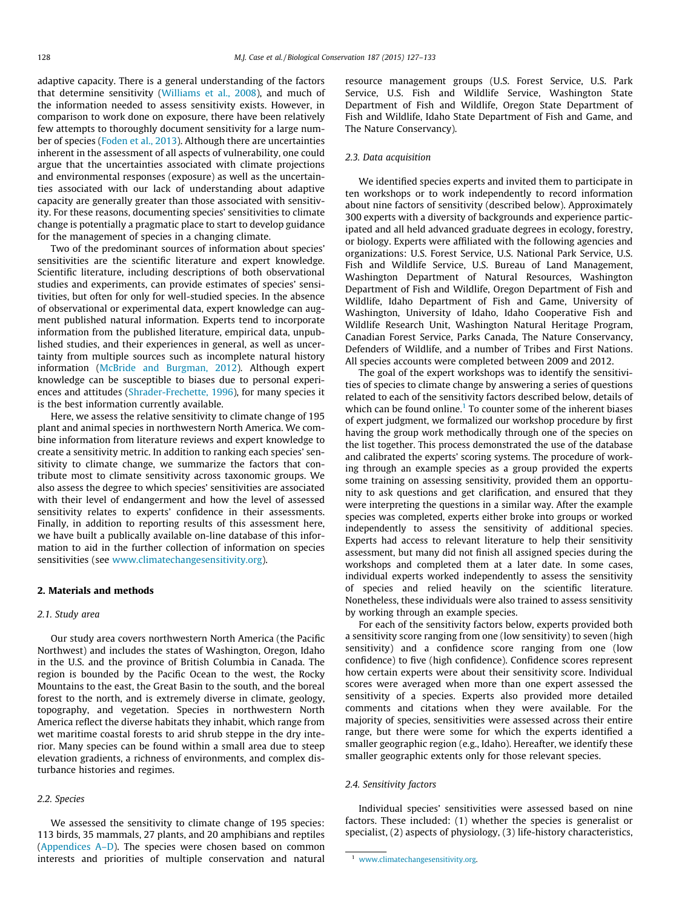adaptive capacity. There is a general understanding of the factors that determine sensitivity (Williams et al., 2008), and much of the information needed to assess sensitivity exists. However, in comparison to work done on exposure, there have been relatively few attempts to thoroughly document sensitivity for a large number of species (Foden et al., 2013). Although there are uncertainties inherent in the assessment of all aspects of vulnerability, one could argue that the uncertainties associated with climate projections and environmental responses (exposure) as well as the uncertainties associated with our lack of understanding about adaptive capacity are generally greater than those associated with sensitivity. For these reasons, documenting species' sensitivities to climate change is potentially a pragmatic place to start to develop guidance for the management of species in a changing climate.

Two of the predominant sources of information about species' sensitivities are the scientific literature and expert knowledge. Scientific literature, including descriptions of both observational studies and experiments, can provide estimates of species' sensitivities, but often for only for well-studied species. In the absence of observational or experimental data, expert knowledge can augment published natural information. Experts tend to incorporate information from the published literature, empirical data, unpublished studies, and their experiences in general, as well as uncertainty from multiple sources such as incomplete natural history information (McBride and Burgman, 2012). Although expert knowledge can be susceptible to biases due to personal experiences and attitudes (Shrader-Frechette, 1996), for many species it is the best information currently available.

Here, we assess the relative sensitivity to climate change of 195 plant and animal species in northwestern North America. We combine information from literature reviews and expert knowledge to create a sensitivity metric. In addition to ranking each species' sensitivity to climate change, we summarize the factors that contribute most to climate sensitivity across taxonomic groups. We also assess the degree to which species' sensitivities are associated with their level of endangerment and how the level of assessed sensitivity relates to experts' confidence in their assessments. Finally, in addition to reporting results of this assessment here, we have built a publically available on-line database of this information to aid in the further collection of information on species sensitivities (see www.climatechangesensitivity.org).

## 2. Materials and methods

### 2.1. Study area

Our study area covers northwestern North America (the Pacific Northwest) and includes the states of Washington, Oregon, Idaho in the U.S. and the province of British Columbia in Canada. The region is bounded by the Pacific Ocean to the west, the Rocky Mountains to the east, the Great Basin to the south, and the boreal forest to the north, and is extremely diverse in climate, geology, topography, and vegetation. Species in northwestern North America reflect the diverse habitats they inhabit, which range from wet maritime coastal forests to arid shrub steppe in the dry interior. Many species can be found within a small area due to steep elevation gradients, a richness of environments, and complex disturbance histories and regimes.

### 2.2. Species

We assessed the sensitivity to climate change of 195 species: 113 birds, 35 mammals, 27 plants, and 20 amphibians and reptiles (Appendices A–D). The species were chosen based on common interests and priorities of multiple conservation and natural resource management groups (U.S. Forest Service, U.S. Park Service, U.S. Fish and Wildlife Service, Washington State Department of Fish and Wildlife, Oregon State Department of Fish and Wildlife, Idaho State Department of Fish and Game, and The Nature Conservancy).

### 2.3. Data acquisition

We identified species experts and invited them to participate in ten workshops or to work independently to record information about nine factors of sensitivity (described below). Approximately 300 experts with a diversity of backgrounds and experience participated and all held advanced graduate degrees in ecology, forestry, or biology. Experts were affiliated with the following agencies and organizations: U.S. Forest Service, U.S. National Park Service, U.S. Fish and Wildlife Service, U.S. Bureau of Land Management, Washington Department of Natural Resources, Washington Department of Fish and Wildlife, Oregon Department of Fish and Wildlife, Idaho Department of Fish and Game, University of Washington, University of Idaho, Idaho Cooperative Fish and Wildlife Research Unit, Washington Natural Heritage Program, Canadian Forest Service, Parks Canada, The Nature Conservancy, Defenders of Wildlife, and a number of Tribes and First Nations. All species accounts were completed between 2009 and 2012.

The goal of the expert workshops was to identify the sensitivities of species to climate change by answering a series of questions related to each of the sensitivity factors described below, details of which can be found online.[1] To counter some of the inherent biases of expert judgment, we formalized our workshop procedure by first having the group work methodically through one of the species on the list together. This process demonstrated the use of the database and calibrated the experts' scoring systems. The procedure of working through an example species as a group provided the experts some training on assessing sensitivity, provided them an opportunity to ask questions and get clarification, and ensured that they were interpreting the questions in a similar way. After the example species was completed, experts either broke into groups or worked independently to assess the sensitivity of additional species. Experts had access to relevant literature to help their sensitivity assessment, but many did not finish all assigned species during the workshops and completed them at a later date. In some cases, individual experts worked independently to assess the sensitivity of species and relied heavily on the scientific literature. Nonetheless, these individuals were also trained to assess sensitivity by working through an example species.

For each of the sensitivity factors below, experts provided both a sensitivity score ranging from one (low sensitivity) to seven (high sensitivity) and a confidence score ranging from one (low confidence) to five (high confidence). Confidence scores represent how certain experts were about their sensitivity score. Individual scores were averaged when more than one expert assessed the sensitivity of a species. Experts also provided more detailed comments and citations when they were available. For the majority of species, sensitivities were assessed across their entire range, but there were some for which the experts identified a smaller geographic region (e.g., Idaho). Hereafter, we identify these smaller geographic extents only for those relevant species.

### 2.4. Sensitivity factors

Individual species' sensitivities were assessed based on nine factors. These included: (1) whether the species is generalist or specialist, (2) aspects of physiology, (3) life-history characteristics,

[1] www.climatechangesensitivity.org.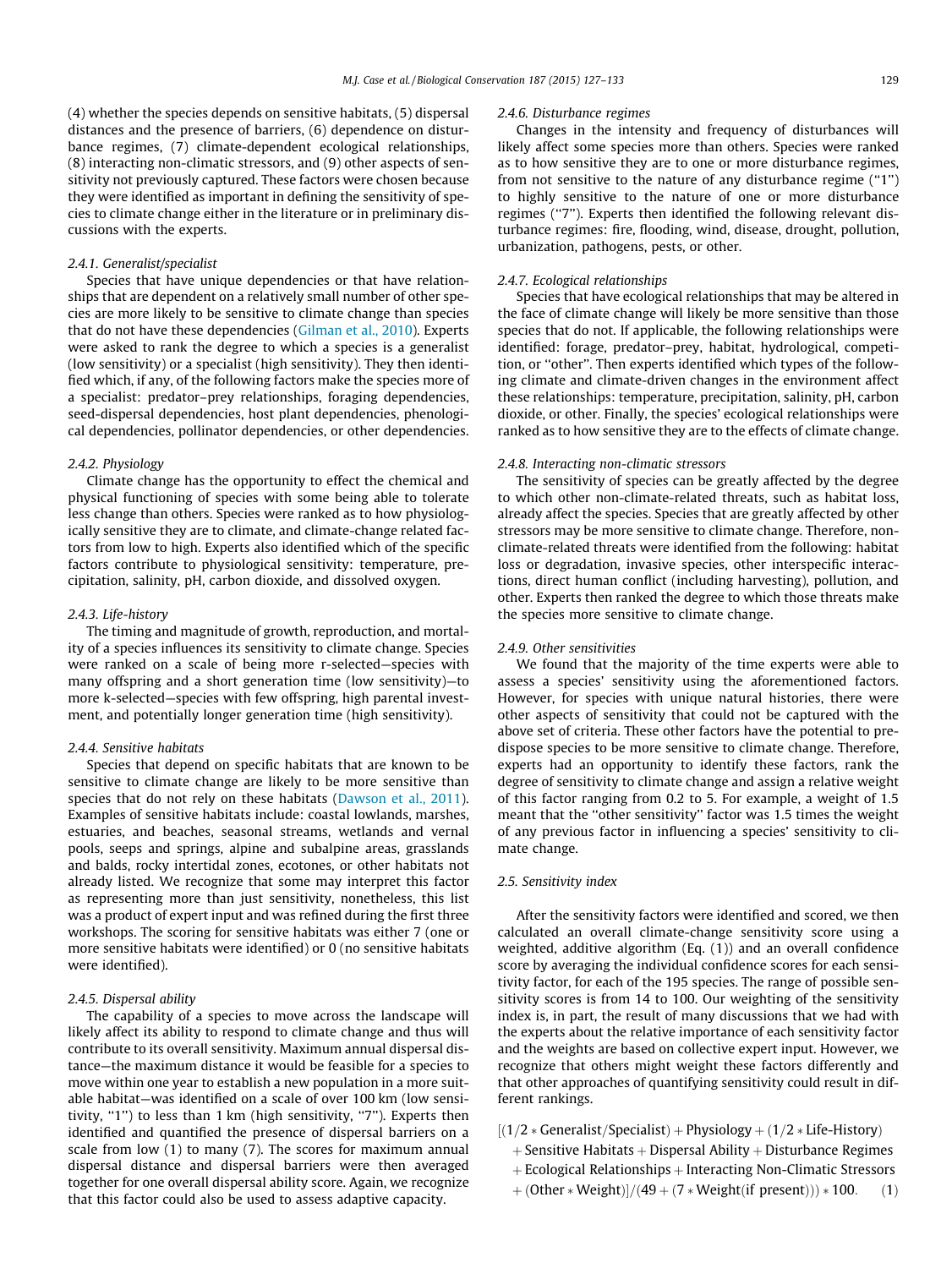(4) whether the species depends on sensitive habitats, (5) dispersal distances and the presence of barriers, (6) dependence on disturbance regimes, (7) climate-dependent ecological relationships, (8) interacting non-climatic stressors, and (9) other aspects of sensitivity not previously captured. These factors were chosen because they were identified as important in defining the sensitivity of species to climate change either in the literature or in preliminary discussions with the experts.

#### 2.4.1. Generalist/specialist

Species that have unique dependencies or that have relationships that are dependent on a relatively small number of other species are more likely to be sensitive to climate change than species that do not have these dependencies (Gilman et al., 2010). Experts were asked to rank the degree to which a species is a generalist (low sensitivity) or a specialist (high sensitivity). They then identified which, if any, of the following factors make the species more of a specialist: predator–prey relationships, foraging dependencies, seed-dispersal dependencies, host plant dependencies, phenological dependencies, pollinator dependencies, or other dependencies.

#### 2.4.2. Physiology

Climate change has the opportunity to effect the chemical and physical functioning of species with some being able to tolerate less change than others. Species were ranked as to how physiologically sensitive they are to climate, and climate-change related factors from low to high. Experts also identified which of the specific factors contribute to physiological sensitivity: temperature, precipitation, salinity, pH, carbon dioxide, and dissolved oxygen.

#### 2.4.3. Life-history

The timing and magnitude of growth, reproduction, and mortality of a species influences its sensitivity to climate change. Species were ranked on a scale of being more r-selected—species with many offspring and a short generation time (low sensitivity)—to more k-selected—species with few offspring, high parental investment, and potentially longer generation time (high sensitivity).

#### 2.4.4. Sensitive habitats

Species that depend on specific habitats that are known to be sensitive to climate change are likely to be more sensitive than species that do not rely on these habitats (Dawson et al., 2011). Examples of sensitive habitats include: coastal lowlands, marshes, estuaries, and beaches, seasonal streams, wetlands and vernal pools, seeps and springs, alpine and subalpine areas, grasslands and balds, rocky intertidal zones, ecotones, or other habitats not already listed. We recognize that some may interpret this factor as representing more than just sensitivity, nonetheless, this list was a product of expert input and was refined during the first three workshops. The scoring for sensitive habitats was either 7 (one or more sensitive habitats were identified) or 0 (no sensitive habitats were identified).

#### 2.4.5. Dispersal ability

The capability of a species to move across the landscape will likely affect its ability to respond to climate change and thus will contribute to its overall sensitivity. Maximum annual dispersal distance—the maximum distance it would be feasible for a species to move within one year to establish a new population in a more suitable habitat—was identified on a scale of over 100 km (low sensitivity, "1") to less than 1 km (high sensitivity, "7"). Experts then identified and quantified the presence of dispersal barriers on a scale from low (1) to many (7). The scores for maximum annual dispersal distance and dispersal barriers were then averaged together for one overall dispersal ability score. Again, we recognize that this factor could also be used to assess adaptive capacity.

#### 2.4.6. Disturbance regimes

Changes in the intensity and frequency of disturbances will likely affect some species more than others. Species were ranked as to how sensitive they are to one or more disturbance regimes, from not sensitive to the nature of any disturbance regime ("1") to highly sensitive to the nature of one or more disturbance regimes ("7"). Experts then identified the following relevant disturbance regimes: fire, flooding, wind, disease, drought, pollution, urbanization, pathogens, pests, or other.

#### 2.4.7. Ecological relationships

Species that have ecological relationships that may be altered in the face of climate change will likely be more sensitive than those species that do not. If applicable, the following relationships were identified: forage, predator–prey, habitat, hydrological, competition, or "other". Then experts identified which types of the following climate and climate-driven changes in the environment affect these relationships: temperature, precipitation, salinity, pH, carbon dioxide, or other. Finally, the species' ecological relationships were ranked as to how sensitive they are to the effects of climate change.

#### 2.4.8. Interacting non-climatic stressors

The sensitivity of species can be greatly affected by the degree to which other non-climate-related threats, such as habitat loss, already affect the species. Species that are greatly affected by other stressors may be more sensitive to climate change. Therefore, non-climate-related threats were identified from the following: habitat loss or degradation, invasive species, other interspecific interactions, direct human conflict (including harvesting), pollution, and other. Experts then ranked the degree to which those threats make the species more sensitive to climate change.

#### 2.4.9. Other sensitivities

We found that the majority of the time experts were able to assess a species' sensitivity using the aforementioned factors. However, for species with unique natural histories, there were other aspects of sensitivity that could not be captured with the above set of criteria. These other factors have the potential to predispose species to be more sensitive to climate change. Therefore, experts had an opportunity to identify these factors, rank the degree of sensitivity to climate change and assign a relative weight of this factor ranging from 0.2 to 5. For example, a weight of 1.5 meant that the "other sensitivity" factor was 1.5 times the weight of any previous factor in influencing a species' sensitivity to climate change.

### 2.5. Sensitivity index

After the sensitivity factors were identified and scored, we then calculated an overall climate-change sensitivity score using a weighted, additive algorithm (Eq. (1)) and an overall confidence score by averaging the individual confidence scores for each sensitivity factor, for each of the 195 species. The range of possible sensitivity scores is from 14 to 100. Our weighting of the sensitivity index is, in part, the result of many discussions that we had with the experts about the relative importance of each sensitivity factor and the weights are based on collective expert input. However, we recognize that others might weight these factors differently and that other approaches of quantifying sensitivity could result in different rankings.

$$
\begin{aligned}
&[(1/2 * \text{Generalist/Specialist}) + \text{Physiology} + (1/2 * \text{Life-History}) \\
&+ \text{Sensitive Habitats} + \text{Dispersal Ability} + \text{Disturbance Regimes} \\
&+ \text{Ecological Relationships} + \text{Interacting Non-Climatic Stressors} \\
&+ (\text{Other} * \text{Weight})]/(49 + (7 * \text{Weight(if present)})) * 100. \qquad (1)
\end{aligned}
$$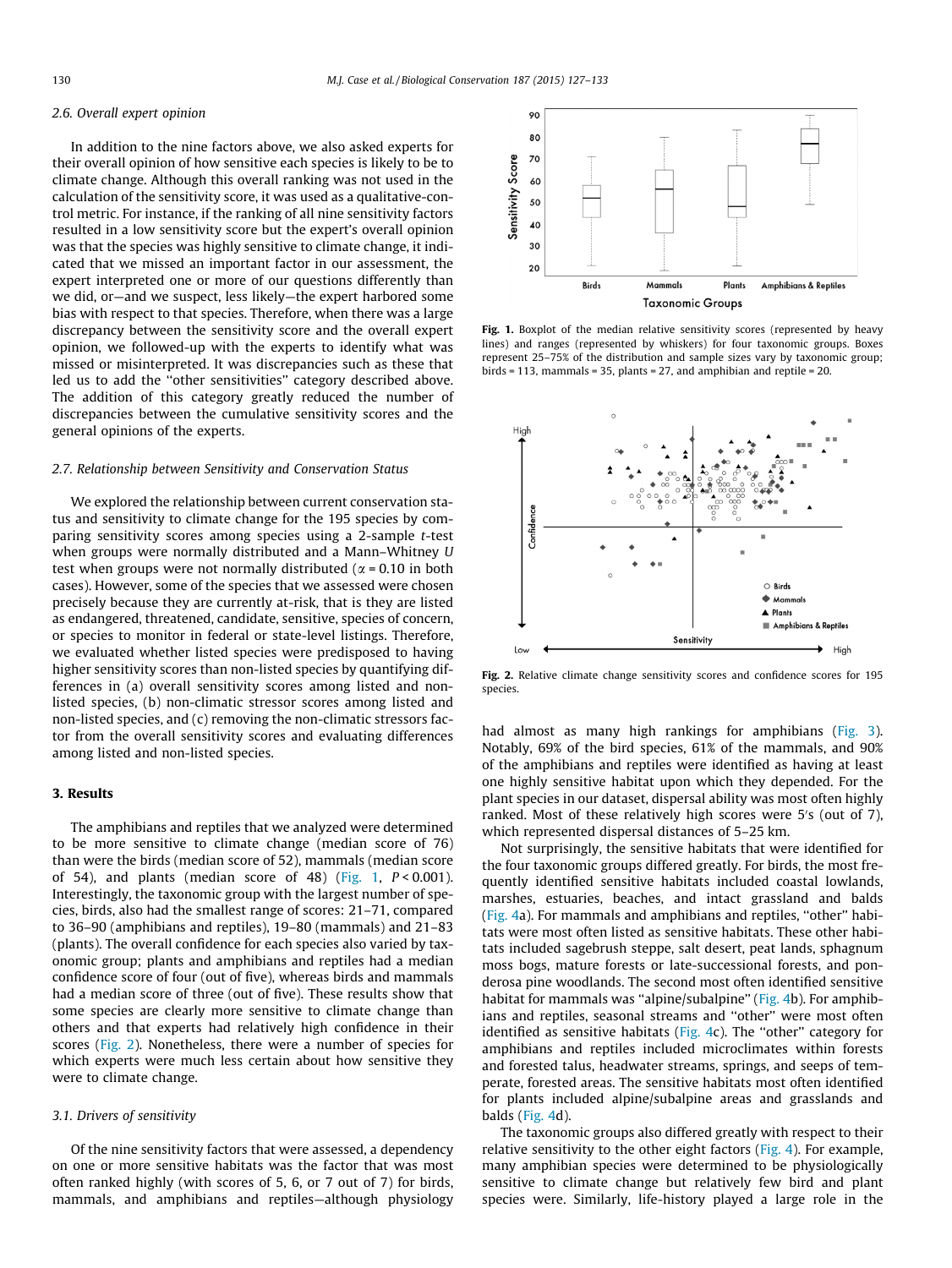### 2.6. Overall expert opinion

In addition to the nine factors above, we also asked experts for their overall opinion of how sensitive each species is likely to be to climate change. Although this overall ranking was not used in the calculation of the sensitivity score, it was used as a qualitative-control metric. For instance, if the ranking of all nine sensitivity factors resulted in a low sensitivity score but the expert's overall opinion was that the species was highly sensitive to climate change, it indicated that we missed an important factor in our assessment, the expert interpreted one or more of our questions differently than we did, or—and we suspect, less likely—the expert harbored some bias with respect to that species. Therefore, when there was a large discrepancy between the sensitivity score and the overall expert opinion, we followed-up with the experts to identify what was missed or misinterpreted. It was discrepancies such as these that led us to add the "other sensitivities" category described above. The addition of this category greatly reduced the number of discrepancies between the cumulative sensitivity scores and the general opinions of the experts.

### 2.7. Relationship between Sensitivity and Conservation Status

We explored the relationship between current conservation status and sensitivity to climate change for the 195 species by comparing sensitivity scores among species using a 2-sample *t*-test when groups were normally distributed and a Mann–Whitney *U* test when groups were not normally distributed ($\alpha = 0.10$ in both cases). However, some of the species that we assessed were chosen precisely because they are currently at-risk, that is they are listed as endangered, threatened, candidate, sensitive, species of concern, or species to monitor in federal or state-level listings. Therefore, we evaluated whether listed species were predisposed to having higher sensitivity scores than non-listed species by quantifying differences in (a) overall sensitivity scores among listed and non-listed species, (b) non-climatic stressor scores among listed and non-listed species, and (c) removing the non-climatic stressors factor from the overall sensitivity scores and evaluating differences among listed and non-listed species.

## 3. Results

The amphibians and reptiles that we analyzed were determined to be more sensitive to climate change (median score of 76) than were the birds (median score of 52), mammals (median score of 54), and plants (median score of 48) (Fig. 1, $P < 0.001$). Interestingly, the taxonomic group with the largest number of species, birds, also had the smallest range of scores: 21–71, compared to 36–90 (amphibians and reptiles), 19–80 (mammals) and 21–83 (plants). The overall confidence for each species also varied by taxonomic group; plants and amphibians and reptiles had a median confidence score of four (out of five), whereas birds and mammals had a median score of three (out of five). These results show that some species are clearly more sensitive to climate change than others and that experts had relatively high confidence in their scores (Fig. 2). Nonetheless, there were a number of species for which experts were much less certain about how sensitive they were to climate change.

### 3.1. Drivers of sensitivity

Of the nine sensitivity factors that were assessed, a dependency on one or more sensitive habitats was the factor that was most often ranked highly (with scores of 5, 6, or 7 out of 7) for birds, mammals, and amphibians and reptiles—although physiology had almost as many high rankings for amphibians (Fig. 3). Notably, 69% of the bird species, 61% of the mammals, and 90% of the amphibians and reptiles were identified as having at least one highly sensitive habitat upon which they depended. For the plant species in our dataset, dispersal ability was most often highly ranked. Most of these relatively high scores were 5's (out of 7), which represented dispersal distances of 5–25 km.

Not surprisingly, the sensitive habitats that were identified for the four taxonomic groups differed greatly. For birds, the most frequently identified sensitive habitats included coastal lowlands, marshes, estuaries, beaches, and intact grassland and balds (Fig. 4a). For mammals and amphibians and reptiles, "other" habitats were most often listed as sensitive habitats. These other habitats included sagebrush steppe, salt desert, peat lands, sphagnum moss bogs, mature forests or late-successional forests, and ponderosa pine woodlands. The second most often identified sensitive habitat for mammals was "alpine/subalpine" (Fig. 4b). For amphibians and reptiles, seasonal streams and "other" were most often identified as sensitive habitats (Fig. 4c). The "other" category for amphibians and reptiles included microclimates within forests and forested talus, headwater streams, springs, and seeps of temperate, forested areas. The sensitive habitats most often identified for plants included alpine/subalpine areas and grasslands and balds (Fig. 4d).

The taxonomic groups also differed greatly with respect to their relative sensitivity to the other eight factors (Fig. 4). For example, many amphibian species were determined to be physiologically sensitive to climate change but relatively few bird and plant species were. Similarly, life-history played a large role in the

**Fig. 1.** Boxplot of the median relative sensitivity scores (represented by heavy lines) and ranges (represented by whiskers) for four taxonomic groups. Boxes represent 25–75% of the distribution and sample sizes vary by taxonomic group; birds = 113, mammals = 35, plants = 27, and amphibian and reptile = 20.

**Fig. 2.** Relative climate change sensitivity scores and confidence scores for 195 species.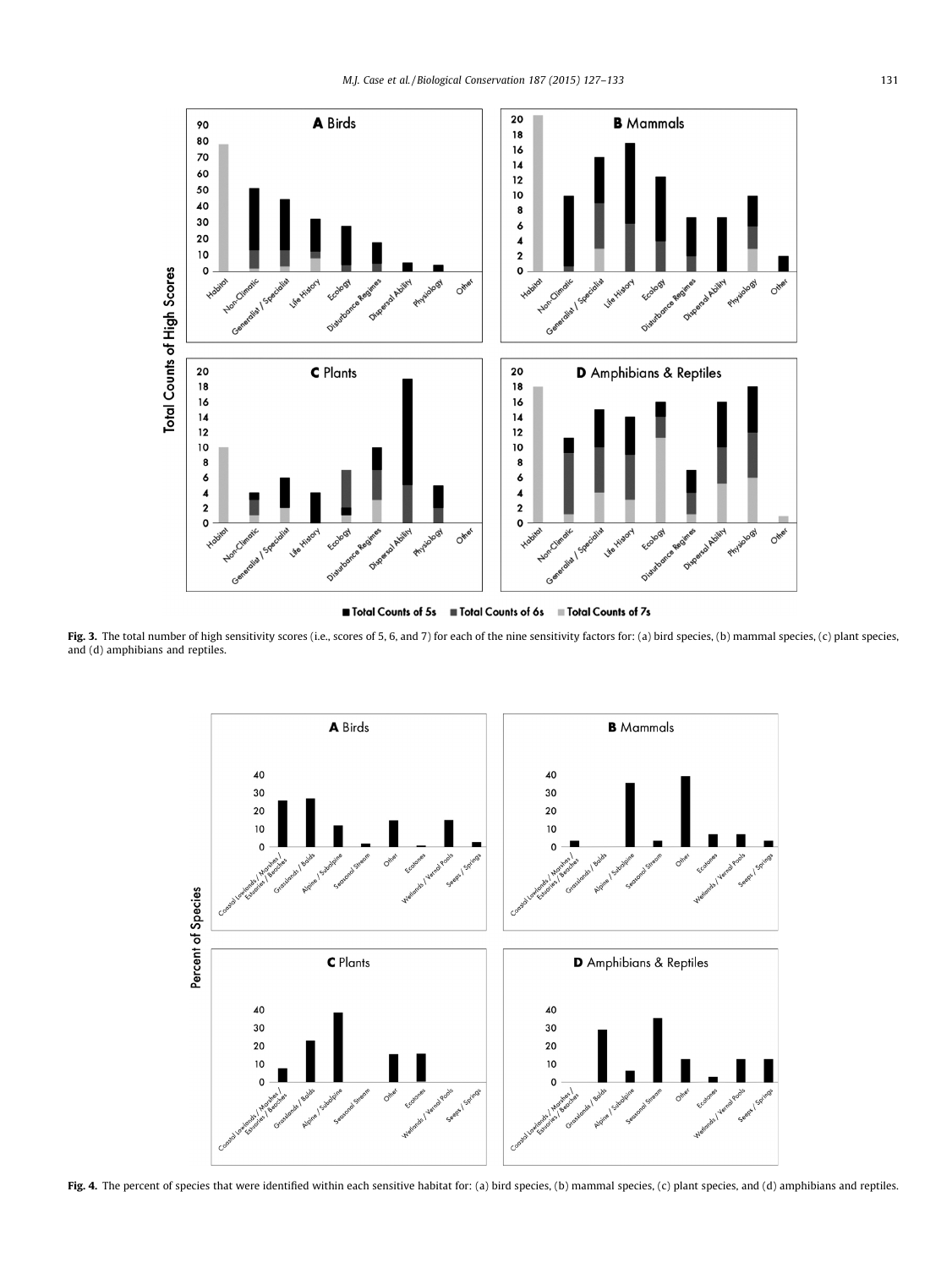Fig. 3. The total number of high sensitivity scores (i.e., scores of 5, 6, and 7) for each of the nine sensitivity factors for: (a) bird species, (b) mammal species, (c) plant species, and (d) amphibians and reptiles.

Fig. 4. The percent of species that were identified within each sensitive habitat for: (a) bird species, (b) mammal species, (c) plant species, and (d) amphibians and reptiles.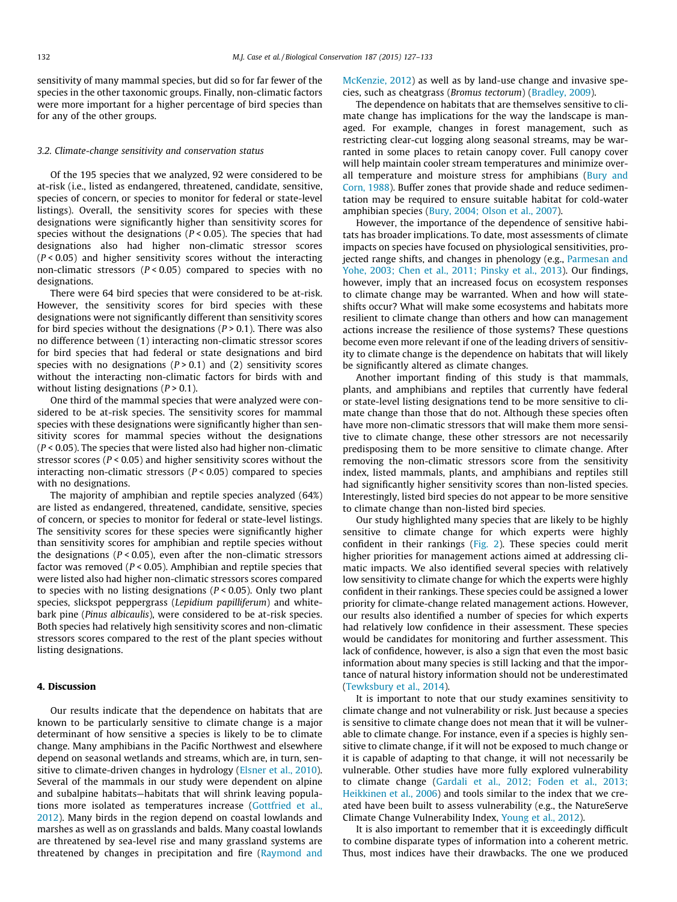sensitivity of many mammal species, but did so for far fewer of the species in the other taxonomic groups. Finally, non-climatic factors were more important for a higher percentage of bird species than for any of the other groups.

### 3.2. Climate-change sensitivity and conservation status

Of the 195 species that we analyzed, 92 were considered to be at-risk (i.e., listed as endangered, threatened, candidate, sensitive, species of concern, or species to monitor for federal or state-level listings). Overall, the sensitivity scores for species with these designations were significantly higher than sensitivity scores for species without the designations ($P < 0.05$). The species that had designations also had higher non-climatic stressor scores ($P < 0.05$) and higher sensitivity scores without the interacting non-climatic stressors ($P < 0.05$) compared to species with no designations.

There were 64 bird species that were considered to be at-risk. However, the sensitivity scores for bird species with these designations were not significantly different than sensitivity scores for bird species without the designations ($P > 0.1$). There was also no difference between (1) interacting non-climatic stressor scores for bird species that had federal or state designations and bird species with no designations ($P > 0.1$) and (2) sensitivity scores without the interacting non-climatic factors for birds with and without listing designations ($P > 0.1$).

One third of the mammal species that were analyzed were considered to be at-risk species. The sensitivity scores for mammal species with these designations were significantly higher than sensitivity scores for mammal species without the designations ($P < 0.05$). The species that were listed also had higher non-climatic stressor scores ($P < 0.05$) and higher sensitivity scores without the interacting non-climatic stressors ($P < 0.05$) compared to species with no designations.

The majority of amphibian and reptile species analyzed (64%) are listed as endangered, threatened, candidate, sensitive, species of concern, or species to monitor for federal or state-level listings. The sensitivity scores for these species were significantly higher than sensitivity scores for amphibian and reptile species without the designations ($P < 0.05$), even after the non-climatic stressors factor was removed ($P < 0.05$). Amphibian and reptile species that were listed also had higher non-climatic stressors scores compared to species with no listing designations ($P < 0.05$). Only two plant species, slickspot peppergrass (*Lepidium papilliferum*) and whitebark pine (*Pinus albicaulis*), were considered to be at-risk species. Both species had relatively high sensitivity scores and non-climatic stressors scores compared to the rest of the plant species without listing designations.

## 4. Discussion

Our results indicate that the dependence on habitats that are known to be particularly sensitive to climate change is a major determinant of how sensitive a species is likely to be to climate change. Many amphibians in the Pacific Northwest and elsewhere depend on seasonal wetlands and streams, which are, in turn, sensitive to climate-driven changes in hydrology (Elsner et al., 2010). Several of the mammals in our study were dependent on alpine and subalpine habitats—habitats that will shrink leaving populations more isolated as temperatures increase (Gottfried et al., 2012). Many birds in the region depend on coastal lowlands and marshes as well as on grasslands and balds. Many coastal lowlands are threatened by sea-level rise and many grassland systems are threatened by changes in precipitation and fire (Raymond and McKenzie, 2012) as well as by land-use change and invasive species, such as cheatgrass (*Bromus tectorum*) (Bradley, 2009).

The dependence on habitats that are themselves sensitive to climate change has implications for the way the landscape is managed. For example, changes in forest management, such as restricting clear-cut logging along seasonal streams, may be warranted in some places to retain canopy cover. Full canopy cover will help maintain cooler stream temperatures and minimize overall temperature and moisture stress for amphibians (Bury and Corn, 1988). Buffer zones that provide shade and reduce sedimentation may be required to ensure suitable habitat for cold-water amphibian species (Bury, 2004; Olson et al., 2007).

However, the importance of the dependence of sensitive habitats has broader implications. To date, most assessments of climate impacts on species have focused on physiological sensitivities, projected range shifts, and changes in phenology (e.g., Parmesan and Yohe, 2003; Chen et al., 2011; Pinsky et al., 2013). Our findings, however, imply that an increased focus on ecosystem responses to climate change may be warranted. When and how will state-shifts occur? What will make some ecosystems and habitats more resilient to climate change than others and how can management actions increase the resilience of those systems? These questions become even more relevant if one of the leading drivers of sensitivity to climate change is the dependence on habitats that will likely be significantly altered as climate changes.

Another important finding of this study is that mammals, plants, and amphibians and reptiles that currently have federal or state-level listing designations tend to be more sensitive to climate change than those that do not. Although these species often have more non-climatic stressors that will make them more sensitive to climate change, these other stressors are not necessarily predisposing them to be more sensitive to climate change. After removing the non-climatic stressors score from the sensitivity index, listed mammals, plants, and amphibians and reptiles still had significantly higher sensitivity scores than non-listed species. Interestingly, listed bird species do not appear to be more sensitive to climate change than non-listed bird species.

Our study highlighted many species that are likely to be highly sensitive to climate change for which experts were highly confident in their rankings (Fig. 2). These species could merit higher priorities for management actions aimed at addressing climatic impacts. We also identified several species with relatively low sensitivity to climate change for which the experts were highly confident in their rankings. These species could be assigned a lower priority for climate-change related management actions. However, our results also identified a number of species for which experts had relatively low confidence in their assessment. These species would be candidates for monitoring and further assessment. This lack of confidence, however, is also a sign that even the most basic information about many species is still lacking and that the importance of natural history information should not be underestimated (Tewksbury et al., 2014).

It is important to note that our study examines sensitivity to climate change and not vulnerability or risk. Just because a species is sensitive to climate change does not mean that it will be vulnerable to climate change. For instance, even if a species is highly sensitive to climate change, if it will not be exposed to much change or it is capable of adapting to that change, it will not necessarily be vulnerable. Other studies have more fully explored vulnerability to climate change (Gardali et al., 2012; Foden et al., 2013; Heikkinen et al., 2006) and tools similar to the index that we created have been built to assess vulnerability (e.g., the NatureServe Climate Change Vulnerability Index, Young et al., 2012).

It is also important to remember that it is exceedingly difficult to combine disparate types of information into a coherent metric. Thus, most indices have their drawbacks. The one we produced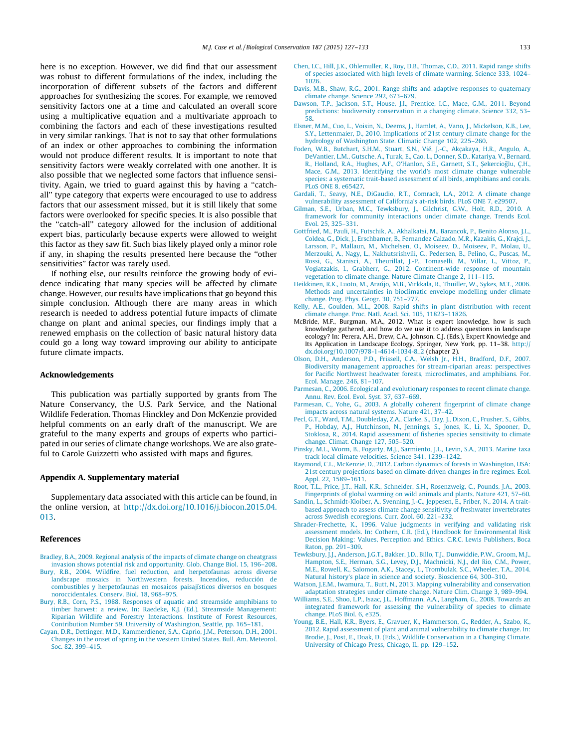here is no exception. However, we did find that our assessment was robust to different formulations of the index, including the incorporation of different subsets of the factors and different approaches for synthesizing the scores. For example, we removed sensitivity factors one at a time and calculated an overall score using a multiplicative equation and a multivariate approach to combining the factors and each of these investigations resulted in very similar rankings. That is not to say that other formulations of an index or other approaches to combining the information would not produce different results. It is important to note that sensitivity factors were weakly correlated with one another. It is also possible that we neglected some factors that influence sensitivity. Again, we tried to guard against this by having a "catch-all" type category that experts were encouraged to use to address factors that our assessment missed, but it is still likely that some factors were overlooked for specific species. It is also possible that the "catch-all" category allowed for the inclusion of additional expert bias, particularly because experts were allowed to weight this factor as they saw fit. Such bias likely played only a minor role if any, in shaping the results presented here because the "other sensitivities" factor was rarely used.

If nothing else, our results reinforce the growing body of evidence indicating that many species will be affected by climate change. However, our results have implications that go beyond this simple conclusion. Although there are many areas in which research is needed to address potential future impacts of climate change on plant and animal species, our findings imply that a renewed emphasis on the collection of basic natural history data could go a long way toward improving our ability to anticipate future climate impacts.

## Acknowledgements

This publication was partially supported by grants from The Nature Conservancy, the U.S. Park Service, and the National Wildlife Federation. Thomas Hinckley and Don McKenzie provided helpful comments on an early draft of the manuscript. We are grateful to the many experts and groups of experts who participated in our series of climate change workshops. We are also grateful to Carole Guizzetti who assisted with maps and figures.

## Appendix A. Supplementary material

Supplementary data associated with this article can be found, in the online version, at http://dx.doi.org/10.1016/j.biocon.2015.04.013.

## References

Bradley, B.A., 2009. Regional analysis of the impacts of climate change on cheatgrass invasion shows potential risk and opportunity. Glob. Change Biol. 15, 196–208.

Bury, R.B., 2004. Wildfire, fuel reduction, and herpetofaunas across diverse landscape mosaics in Northwestern forests. Incendios, reducción de combustibles y herpetofaunas en mosaicos paisajísticos diversos en bosques noroccidentales. Conserv. Biol. 18, 968–975.

Bury, R.B., Corn, P.S., 1988. Responses of aquatic and streamside amphibians to timber harvest: a review. In: Raedeke, K.J. (Ed.), Streamside Management: Riparian Wildlife and Forestry Interactions. Institute of Forest Resources, Contribution Number 59. University of Washington, Seattle, pp. 165–181.

Cayan, D.R., Dettinger, M.D., Kammerdiener, S.A., Caprio, J.M., Peterson, D.H., 2001. Changes in the onset of spring in the western United States. Bull. Am. Meteorol. Soc. 82, 399–415.

Chen, I.C., Hill, J.K., Ohlemuller, R., Roy, D.B., Thomas, C.D., 2011. Rapid range shifts of species associated with high levels of climate warming. Science 333, 1024–1026.

Davis, M.B., Shaw, R.G., 2001. Range shifts and adaptive responses to quaternary climate change. Science 292, 673–679.

Dawson, T.P., Jackson, S.T., House, J.I., Prentice, I.C., Mace, G.M., 2011. Beyond predictions: biodiversity conservation in a changing climate. Science 332, 53–58.

Elsner, M.M., Cuo, L., Voisin, N., Deems, J., Hamlet, A., Vano, J., Mickelson, K.B., Lee, S.Y., Lettenmaier, D., 2010. Implications of 21st century climate change for the hydrology of Washington State. Climatic Change 102, 225–260.

Foden, W.B., Butchart, S.H.M., Stuart, S.N., Vié, J.-C., Akçakaya, H.R., Angulo, A., DeVantier, L.M., Gutsche, A., Turak, E., Cao, L., Donner, S.D., Katariya, V., Bernard, R., Holland, R.A., Hughes, A.F., O'Hanlon, S.E., Garnett, S.T., Şekercioğlu, Ç.H., Mace, G.M., 2013. Identifying the world's most climate change vulnerable species: a systematic trait-based assessment of all birds, amphibians and corals. PLoS ONE 8, e65427.

Gardali, T., Seavy, N.E., DiGaudio, R.T., Comrack, L.A., 2012. A climate change vulnerability assessment of California's at-risk birds. PLoS ONE 7, e29507.

Gilman, S.E., Urban, M.C., Tewksbury, J., Gilchrist, G.W., Holt, R.D., 2010. A framework for community interactions under climate change. Trends Ecol. Evol. 25, 325–331.

Gottfried, M., Pauli, H., Futschik, A., Akhalkatsi, M., Barancok, P., Benito Alonso, J.L., Coldea, G., Dick, J., Erschbamer, B., Fernandez Calzado, M.R., Kazakis, G., Krajci, J., Larsson, P., Mallaun, M., Michelsen, O., Moiseev, D., Moiseev, P., Molau, U., Merzouki, A., Nagy, L., Nakhutsrishvili, G., Pedersen, B., Pelino, G., Puscas, M., Rossi, G., Stanisci, A., Theurillat, J.-P., Tomaselli, M., Villar, L., Vittoz, P., Vogiatzakis, I., Grabherr, G., 2012. Continent-wide response of mountain vegetation to climate change. Nature Climate Change 2, 111–115.

Heikkinen, R.K., Luoto, M., Araújo, M.B., Virkkala, R., Thuiller, W., Sykes, M.T., 2006. Methods and uncertainties in bioclimatic envelope modelling under climate change. Prog. Phys. Geogr. 30, 751–777.

Kelly, A.E., Goulden, M.L., 2008. Rapid shifts in plant distribution with recent climate change. Proc. Natl. Acad. Sci. 105, 11823–11826.

McBride, M.F., Burgman, M.A., 2012. What is expert knowledge, how is such knowledge gathered, and how do we use it to address questions in landscape ecology? In: Perera, A.H., Drew, C.A., Johnson, C.J. (Eds.), Expert Knowledge and Its Application in Landscape Ecology. Springer, New York, pp. 11–38. http://dx.doi.org/10.1007/978-1-4614-1034-8_2 (chapter 2).

Olson, D.H., Anderson, P.D., Frissell, C.A., Welsh Jr., H.H., Bradford, D.F., 2007. Biodiversity management approaches for stream-riparian areas: perspectives for Pacific Northwest headwater forests, microclimates, and amphibians. For. Ecol. Manage. 246, 81–107.

Parmesan, C., 2006. Ecological and evolutionary responses to recent climate change. Annu. Rev. Ecol. Evol. Syst. 37, 637–669.

Parmesan, C., Yohe, G., 2003. A globally coherent fingerprint of climate change impacts across natural systems. Nature 421, 37–42.

Pecl, G.T., Ward, T.M., Doubleday, Z.A., Clarke, S., Day, J., Dixon, C., Frusher, S., Gibbs, P., Hobday, A.J., Hutchinson, N., Jennings, S., Jones, K., Li, X., Spooner, D., Stoklosa, R., 2014. Rapid assessment of fisheries species sensitivity to climate change. Climat. Change 127, 505–520.

Pinsky, M.L., Worm, B., Fogarty, M.J., Sarmiento, J.L., Levin, S.A., 2013. Marine taxa track local climate velocities. Science 341, 1239–1242.

Raymond, C.L., McKenzie, D., 2012. Carbon dynamics of forests in Washington, USA: 21st century projections based on climate-driven changes in fire regimes. Ecol. Appl. 22, 1589–1611.

Root, T.L., Price, J.T., Hall, K.R., Schneider, S.H., Rosenzweig, C., Pounds, J.A., 2003. Fingerprints of global warming on wild animals and plants. Nature 421, 57–60.

Sandin, L., Schmidt-Kloiber, A., Svenning, J.-C., Jeppesen, E., Friber, N., 2014. A trait-based approach to assess climate change sensitivity of freshwater invertebrates across Swedish ecoregions. Curr. Zool. 60, 221–232.

Shrader-Frechette, K., 1996. Value judgments in verifying and validating risk assessment models. In: Cothern, C.R. (Ed.), Handbook for Environmental Risk Decision Making: Values, Perception and Ethics. C.R.C. Lewis Publishers, Boca Raton, pp. 291–309.

Tewksbury, J.J., Anderson, J.G.T., Bakker, J.D., Billo, T.J., Dunwiddie, P.W., Groom, M.J., Hampton, S.E., Herman, S.G., Levey, D.J., Machnicki, N.J., del Rio, C.M., Power, M.E., Rowell, K., Salomon, A.K., Stacey, L., Trombulak, S.C., Wheeler, T.A., 2014. Natural history's place in science and society. Bioscience 64, 300–310.

Watson, J.E.M., Iwamura, T., Butt, N., 2013. Mapping vulnerability and conservation adaptation strategies under climate change. Nature Clim. Change 3, 989–994.

Williams, S.E., Shoo, L.P., Isaac, J.L., Hoffmann, A.A., Langham, G., 2008. Towards an integrated framework for assessing the vulnerability of species to climate change. PLoS Biol. 6, e325.

Young, B.E., Hall, K.R., Byers, E., Gravuer, K., Hammerson, G., Redder, A., Szabo, K., 2012. Rapid assessment of plant and animal vulnerability to climate change. In: Brodie, J., Post, E., Doak, D. (Eds.), Wildlife Conservation in a Changing Climate. University of Chicago Press, Chicago, IL, pp. 129–152.